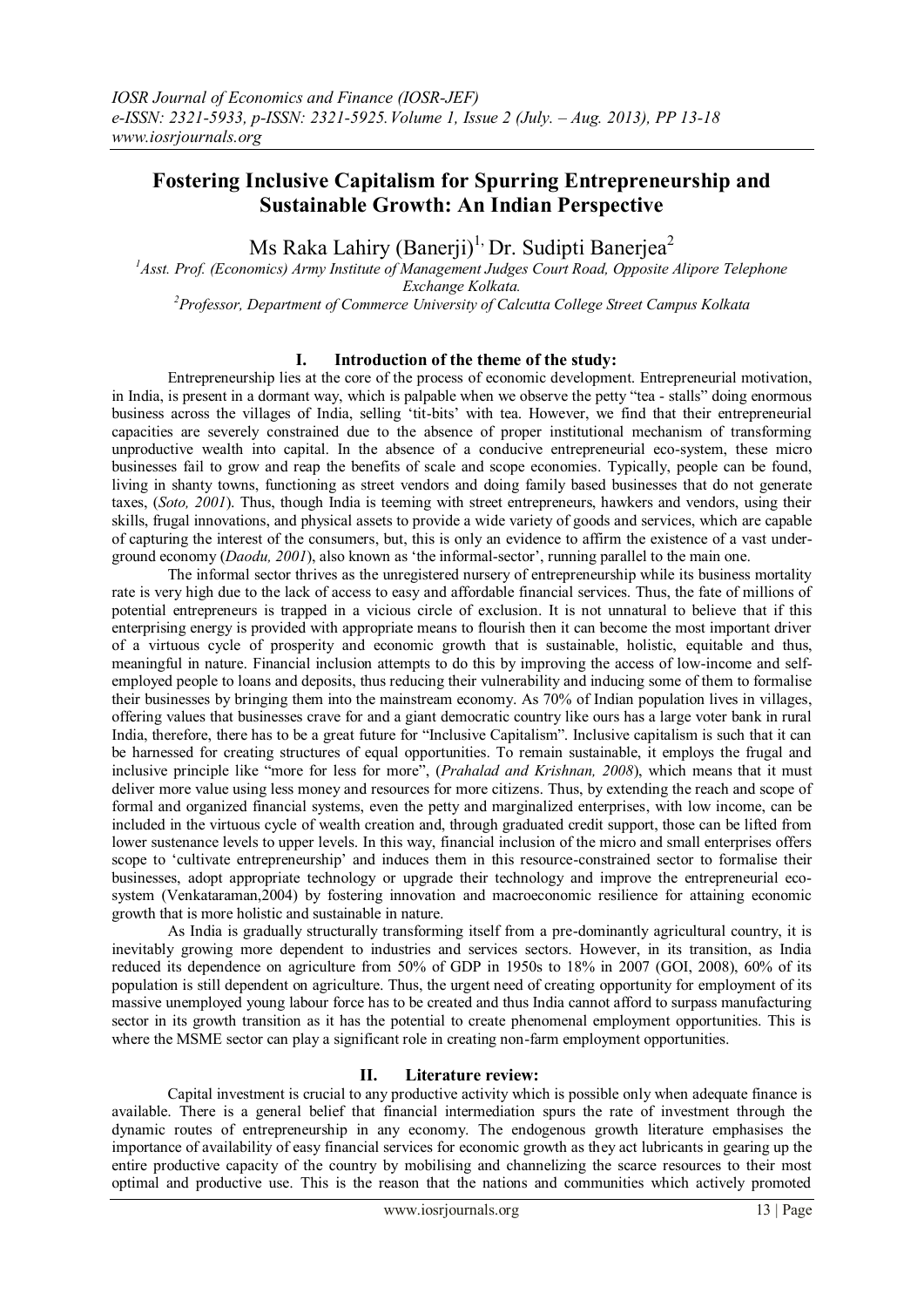# Fostering Inclusive Capitalism for Spurring Entrepreneurship and Sustainable Growth: An Indian Perspective

Ms Raka Lahiry (Banerji)[1], Dr. Sudipti Banerjea[2]

[1]Asst. Prof. (Economics) Army Institute of Management Judges Court Road, Opposite Alipore Telephone Exchange Kolkata.

[2]Professor, Department of Commerce University of Calcutta College Street Campus Kolkata

## I. Introduction of the theme of the study:

Entrepreneurship lies at the core of the process of economic development. Entrepreneurial motivation, in India, is present in a dormant way, which is palpable when we observe the petty "tea - stalls" doing enormous business across the villages of India, selling 'tit-bits' with tea. However, we find that their entrepreneurial capacities are severely constrained due to the absence of proper institutional mechanism of transforming unproductive wealth into capital. In the absence of a conducive entrepreneurial eco-system, these micro businesses fail to grow and reap the benefits of scale and scope economies. Typically, people can be found, living in shanty towns, functioning as street vendors and doing family based businesses that do not generate taxes, (*Soto, 2001*). Thus, though India is teeming with street entrepreneurs, hawkers and vendors, using their skills, frugal innovations, and physical assets to provide a wide variety of goods and services, which are capable of capturing the interest of the consumers, but, this is only an evidence to affirm the existence of a vast underground economy (*Daodu, 2001*), also known as 'the informal-sector', running parallel to the main one.

The informal sector thrives as the unregistered nursery of entrepreneurship while its business mortality rate is very high due to the lack of access to easy and affordable financial services. Thus, the fate of millions of potential entrepreneurs is trapped in a vicious circle of exclusion. It is not unnatural to believe that if this enterprising energy is provided with appropriate means to flourish then it can become the most important driver of a virtuous cycle of prosperity and economic growth that is sustainable, holistic, equitable and thus, meaningful in nature. Financial inclusion attempts to do this by improving the access of low-income and self-employed people to loans and deposits, thus reducing their vulnerability and inducing some of them to formalise their businesses by bringing them into the mainstream economy. As 70% of Indian population lives in villages, offering values that businesses crave for and a giant democratic country like ours has a large voter bank in rural India, therefore, there has to be a great future for "Inclusive Capitalism". Inclusive capitalism is such that it can be harnessed for creating structures of equal opportunities. To remain sustainable, it employs the frugal and inclusive principle like "more for less for more", (*Prahalad and Krishnan, 2008*), which means that it must deliver more value using less money and resources for more citizens. Thus, by extending the reach and scope of formal and organized financial systems, even the petty and marginalized enterprises, with low income, can be included in the virtuous cycle of wealth creation and, through graduated credit support, those can be lifted from lower sustenance levels to upper levels. In this way, financial inclusion of the micro and small enterprises offers scope to 'cultivate entrepreneurship' and induces them in this resource-constrained sector to formalise their businesses, adopt appropriate technology or upgrade their technology and improve the entrepreneurial eco-system (Venkataraman,2004) by fostering innovation and macroeconomic resilience for attaining economic growth that is more holistic and sustainable in nature.

As India is gradually structurally transforming itself from a pre-dominantly agricultural country, it is inevitably growing more dependent to industries and services sectors. However, in its transition, as India reduced its dependence on agriculture from 50% of GDP in 1950s to 18% in 2007 (GOI, 2008), 60% of its population is still dependent on agriculture. Thus, the urgent need of creating opportunity for employment of its massive unemployed young labour force has to be created and thus India cannot afford to surpass manufacturing sector in its growth transition as it has the potential to create phenomenal employment opportunities. This is where the MSME sector can play a significant role in creating non-farm employment opportunities.

## II. Literature review:

Capital investment is crucial to any productive activity which is possible only when adequate finance is available. There is a general belief that financial intermediation spurs the rate of investment through the dynamic routes of entrepreneurship in any economy. The endogenous growth literature emphasises the importance of availability of easy financial services for economic growth as they act lubricants in gearing up the entire productive capacity of the country by mobilising and channelizing the scarce resources to their most optimal and productive use. This is the reason that the nations and communities which actively promoted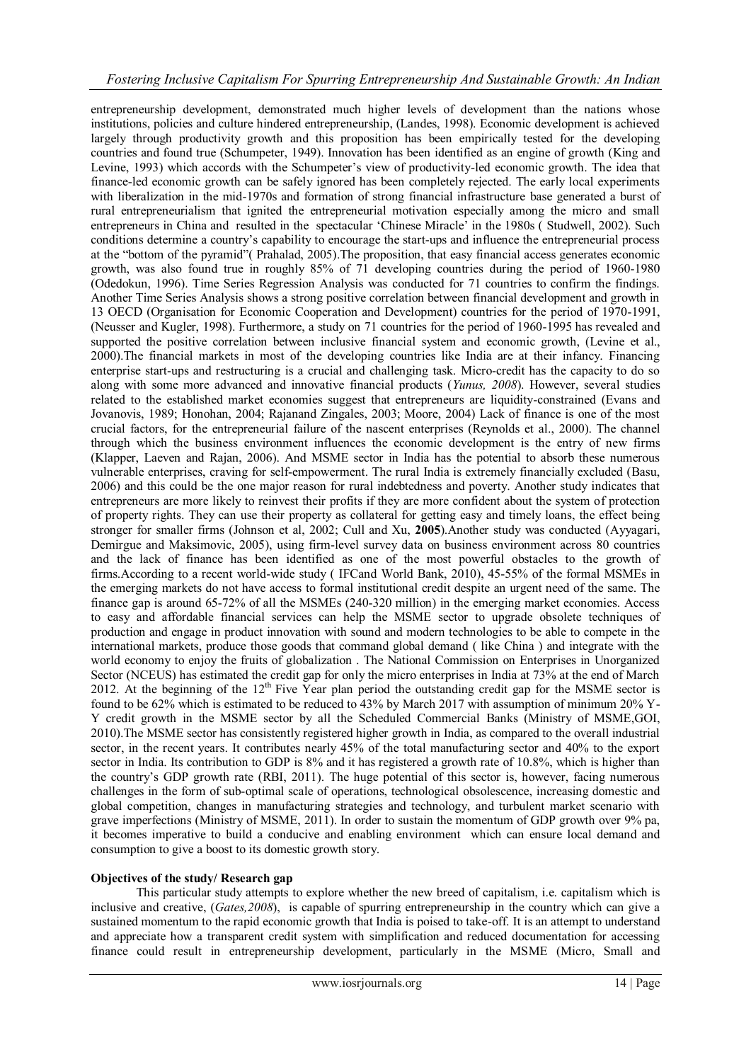entrepreneurship development, demonstrated much higher levels of development than the nations whose institutions, policies and culture hindered entrepreneurship, (Landes, 1998). Economic development is achieved largely through productivity growth and this proposition has been empirically tested for the developing countries and found true (Schumpeter, 1949). Innovation has been identified as an engine of growth (King and Levine, 1993) which accords with the Schumpeter's view of productivity-led economic growth. The idea that finance-led economic growth can be safely ignored has been completely rejected. The early local experiments with liberalization in the mid-1970s and formation of strong financial infrastructure base generated a burst of rural entrepreneurialism that ignited the entrepreneurial motivation especially among the micro and small entrepreneurs in China and resulted in the spectacular 'Chinese Miracle' in the 1980s ( Studwell, 2002). Such conditions determine a country's capability to encourage the start-ups and influence the entrepreneurial process at the "bottom of the pyramid"( Prahalad, 2005).The proposition, that easy financial access generates economic growth, was also found true in roughly 85% of 71 developing countries during the period of 1960-1980 (Odedokun, 1996). Time Series Regression Analysis was conducted for 71 countries to confirm the findings. Another Time Series Analysis shows a strong positive correlation between financial development and growth in 13 OECD (Organisation for Economic Cooperation and Development) countries for the period of 1970-1991, (Neusser and Kugler, 1998). Furthermore, a study on 71 countries for the period of 1960-1995 has revealed and supported the positive correlation between inclusive financial system and economic growth, (Levine et al., 2000).The financial markets in most of the developing countries like India are at their infancy. Financing enterprise start-ups and restructuring is a crucial and challenging task. Micro-credit has the capacity to do so along with some more advanced and innovative financial products (*Yunus, 2008*). However, several studies related to the established market economies suggest that entrepreneurs are liquidity-constrained (Evans and Jovanovis, 1989; Honohan, 2004; Rajanand Zingales, 2003; Moore, 2004) Lack of finance is one of the most crucial factors, for the entrepreneurial failure of the nascent enterprises (Reynolds et al., 2000). The channel through which the business environment influences the economic development is the entry of new firms (Klapper, Laeven and Rajan, 2006). And MSME sector in India has the potential to absorb these numerous vulnerable enterprises, craving for self-empowerment. The rural India is extremely financially excluded (Basu, 2006) and this could be the one major reason for rural indebtedness and poverty. Another study indicates that entrepreneurs are more likely to reinvest their profits if they are more confident about the system of protection of property rights. They can use their property as collateral for getting easy and timely loans, the effect being stronger for smaller firms (Johnson et al, 2002; Cull and Xu, **2005**).Another study was conducted (Ayyagari, Demirgue and Maksimovic, 2005), using firm-level survey data on business environment across 80 countries and the lack of finance has been identified as one of the most powerful obstacles to the growth of firms.According to a recent world-wide study ( IFCand World Bank, 2010), 45-55% of the formal MSMEs in the emerging markets do not have access to formal institutional credit despite an urgent need of the same. The finance gap is around 65-72% of all the MSMEs (240-320 million) in the emerging market economies. Access to easy and affordable financial services can help the MSME sector to upgrade obsolete techniques of production and engage in product innovation with sound and modern technologies to be able to compete in the international markets, produce those goods that command global demand ( like China ) and integrate with the world economy to enjoy the fruits of globalization . The National Commission on Enterprises in Unorganized Sector (NCEUS) has estimated the credit gap for only the micro enterprises in India at 73% at the end of March 2012. At the beginning of the 12th Five Year plan period the outstanding credit gap for the MSME sector is found to be 62% which is estimated to be reduced to 43% by March 2017 with assumption of minimum 20% Y-Y credit growth in the MSME sector by all the Scheduled Commercial Banks (Ministry of MSME,GOI, 2010).The MSME sector has consistently registered higher growth in India, as compared to the overall industrial sector, in the recent years. It contributes nearly 45% of the total manufacturing sector and 40% to the export sector in India. Its contribution to GDP is 8% and it has registered a growth rate of 10.8%, which is higher than the country's GDP growth rate (RBI, 2011). The huge potential of this sector is, however, facing numerous challenges in the form of sub-optimal scale of operations, technological obsolescence, increasing domestic and global competition, changes in manufacturing strategies and technology, and turbulent market scenario with grave imperfections (Ministry of MSME, 2011). In order to sustain the momentum of GDP growth over 9% pa, it becomes imperative to build a conducive and enabling environment which can ensure local demand and consumption to give a boost to its domestic growth story.

**Objectives of the study/ Research gap**

This particular study attempts to explore whether the new breed of capitalism, i.e. capitalism which is inclusive and creative, (*Gates,2008*), is capable of spurring entrepreneurship in the country which can give a sustained momentum to the rapid economic growth that India is poised to take-off. It is an attempt to understand and appreciate how a transparent credit system with simplification and reduced documentation for accessing finance could result in entrepreneurship development, particularly in the MSME (Micro, Small and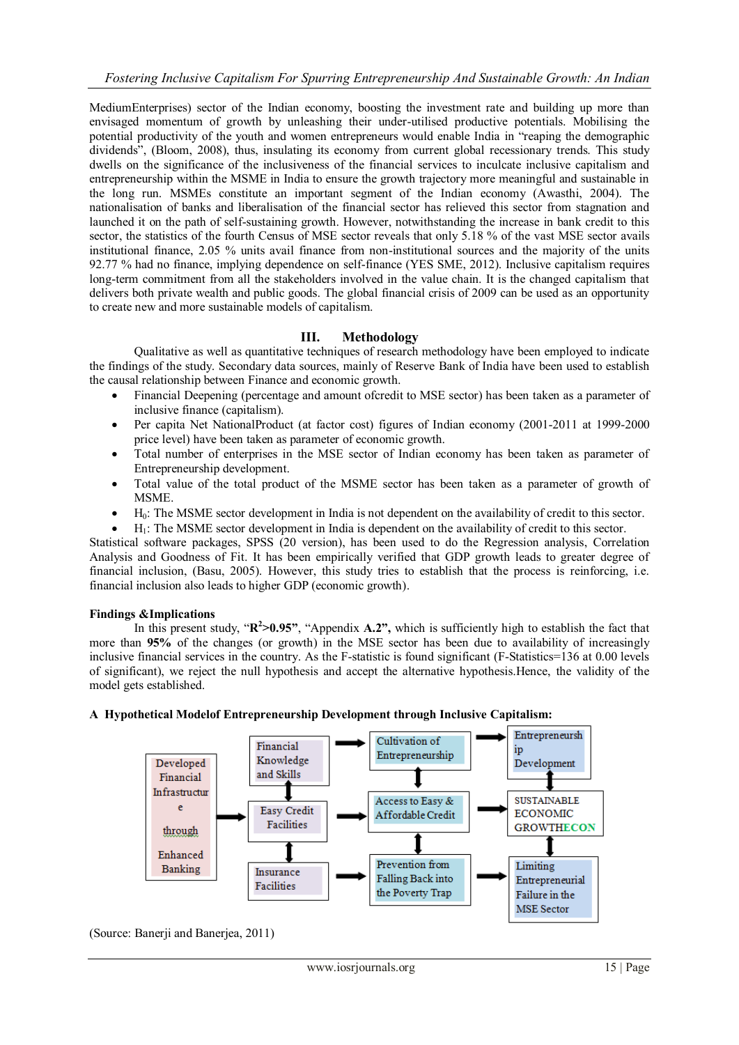MediumEnterprises) sector of the Indian economy, boosting the investment rate and building up more than envisaged momentum of growth by unleashing their under-utilised productive potentials. Mobilising the potential productivity of the youth and women entrepreneurs would enable India in "reaping the demographic dividends", (Bloom, 2008), thus, insulating its economy from current global recessionary trends. This study dwells on the significance of the inclusiveness of the financial services to inculcate inclusive capitalism and entrepreneurship within the MSME in India to ensure the growth trajectory more meaningful and sustainable in the long run. MSMEs constitute an important segment of the Indian economy (Awasthi, 2004). The nationalisation of banks and liberalisation of the financial sector has relieved this sector from stagnation and launched it on the path of self-sustaining growth. However, notwithstanding the increase in bank credit to this sector, the statistics of the fourth Census of MSE sector reveals that only 5.18 % of the vast MSE sector avails institutional finance, 2.05 % units avail finance from non-institutional sources and the majority of the units 92.77 % had no finance, implying dependence on self-finance (YES SME, 2012). Inclusive capitalism requires long-term commitment from all the stakeholders involved in the value chain. It is the changed capitalism that delivers both private wealth and public goods. The global financial crisis of 2009 can be used as an opportunity to create new and more sustainable models of capitalism.

## III. Methodology

Qualitative as well as quantitative techniques of research methodology have been employed to indicate the findings of the study. Secondary data sources, mainly of Reserve Bank of India have been used to establish the causal relationship between Finance and economic growth.

- Financial Deepening (percentage and amount ofcredit to MSE sector) has been taken as a parameter of inclusive finance (capitalism).
- Per capita Net NationalProduct (at factor cost) figures of Indian economy (2001-2011 at 1999-2000 price level) have been taken as parameter of economic growth.
- Total number of enterprises in the MSE sector of Indian economy has been taken as parameter of Entrepreneurship development.
- Total value of the total product of the MSME sector has been taken as a parameter of growth of MSME.
- $H_0$: The MSME sector development in India is not dependent on the availability of credit to this sector.
- $H_1$: The MSME sector development in India is dependent on the availability of credit to this sector.

Statistical software packages, SPSS (20 version), has been used to do the Regression analysis, Correlation Analysis and Goodness of Fit. It has been empirically verified that GDP growth leads to greater degree of financial inclusion, (Basu, 2005). However, this study tries to establish that the process is reinforcing, i.e. financial inclusion also leads to higher GDP (economic growth).

### Findings &Implications

In this present study, "**$R^2$>0.95**", "Appendix **A.2",** which is sufficiently high to establish the fact that more than **95%** of the changes (or growth) in the MSE sector has been due to availability of increasingly inclusive financial services in the country. As the F-statistic is found significant (F-Statistics=136 at 0.00 levels of significant), we reject the null hypothesis and accept the alternative hypothesis.Hence, the validity of the model gets established.

**A Hypothetical Modelof Entrepreneurship Development through Inclusive Capitalism:**

Developed Financial Infrastructure through Enhanced Banking → Financial Knowledge and Skills; Easy Credit Facilities; Insurance Facilities

Financial Knowledge and Skills → Cultivation of Entrepreneurship → Entrepreneurship Development

Easy Credit Facilities → Access to Easy & Affordable Credit → SUSTAINABLE ECONOMIC GROWTHECON

Insurance Facilities → Prevention from Falling Back into the Poverty Trap → Limiting Entrepreneurial Failure in the MSE Sector

(Source: Banerji and Banerjea, 2011)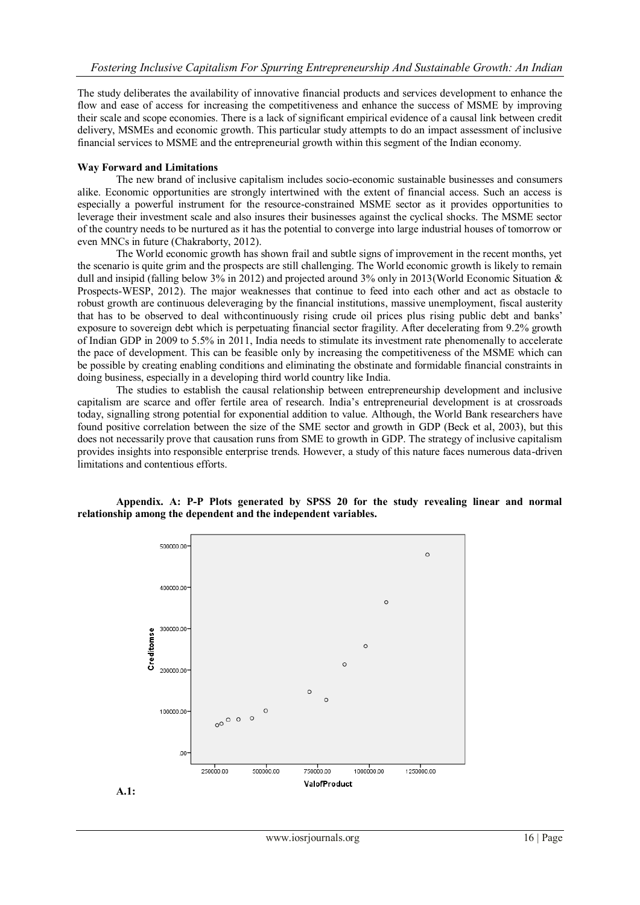The study deliberates the availability of innovative financial products and services development to enhance the flow and ease of access for increasing the competitiveness and enhance the success of MSME by improving their scale and scope economies. There is a lack of significant empirical evidence of a causal link between credit delivery, MSMEs and economic growth. This particular study attempts to do an impact assessment of inclusive financial services to MSME and the entrepreneurial growth within this segment of the Indian economy.

**Way Forward and Limitations**

The new brand of inclusive capitalism includes socio-economic sustainable businesses and consumers alike. Economic opportunities are strongly intertwined with the extent of financial access. Such an access is especially a powerful instrument for the resource-constrained MSME sector as it provides opportunities to leverage their investment scale and also insures their businesses against the cyclical shocks. The MSME sector of the country needs to be nurtured as it has the potential to converge into large industrial houses of tomorrow or even MNCs in future (Chakraborty, 2012).

The World economic growth has shown frail and subtle signs of improvement in the recent months, yet the scenario is quite grim and the prospects are still challenging. The World economic growth is likely to remain dull and insipid (falling below 3% in 2012) and projected around 3% only in 2013(World Economic Situation & Prospects-WESP, 2012). The major weaknesses that continue to feed into each other and act as obstacle to robust growth are continuous deleveraging by the financial institutions, massive unemployment, fiscal austerity that has to be observed to deal withcontinuously rising crude oil prices plus rising public debt and banks' exposure to sovereign debt which is perpetuating financial sector fragility. After decelerating from 9.2% growth of Indian GDP in 2009 to 5.5% in 2011, India needs to stimulate its investment rate phenomenally to accelerate the pace of development. This can be feasible only by increasing the competitiveness of the MSME which can be possible by creating enabling conditions and eliminating the obstinate and formidable financial constraints in doing business, especially in a developing third world country like India.

The studies to establish the causal relationship between entrepreneurship development and inclusive capitalism are scarce and offer fertile area of research. India's entrepreneurial development is at crossroads today, signalling strong potential for exponential addition to value. Although, the World Bank researchers have found positive correlation between the size of the SME sector and growth in GDP (Beck et al, 2003), but this does not necessarily prove that causation runs from SME to growth in GDP. The strategy of inclusive capitalism provides insights into responsible enterprise trends. However, a study of this nature faces numerous data-driven limitations and contentious efforts.

**Appendix. A: P-P Plots generated by SPSS 20 for the study revealing linear and normal relationship among the dependent and the independent variables.**

**A.1:**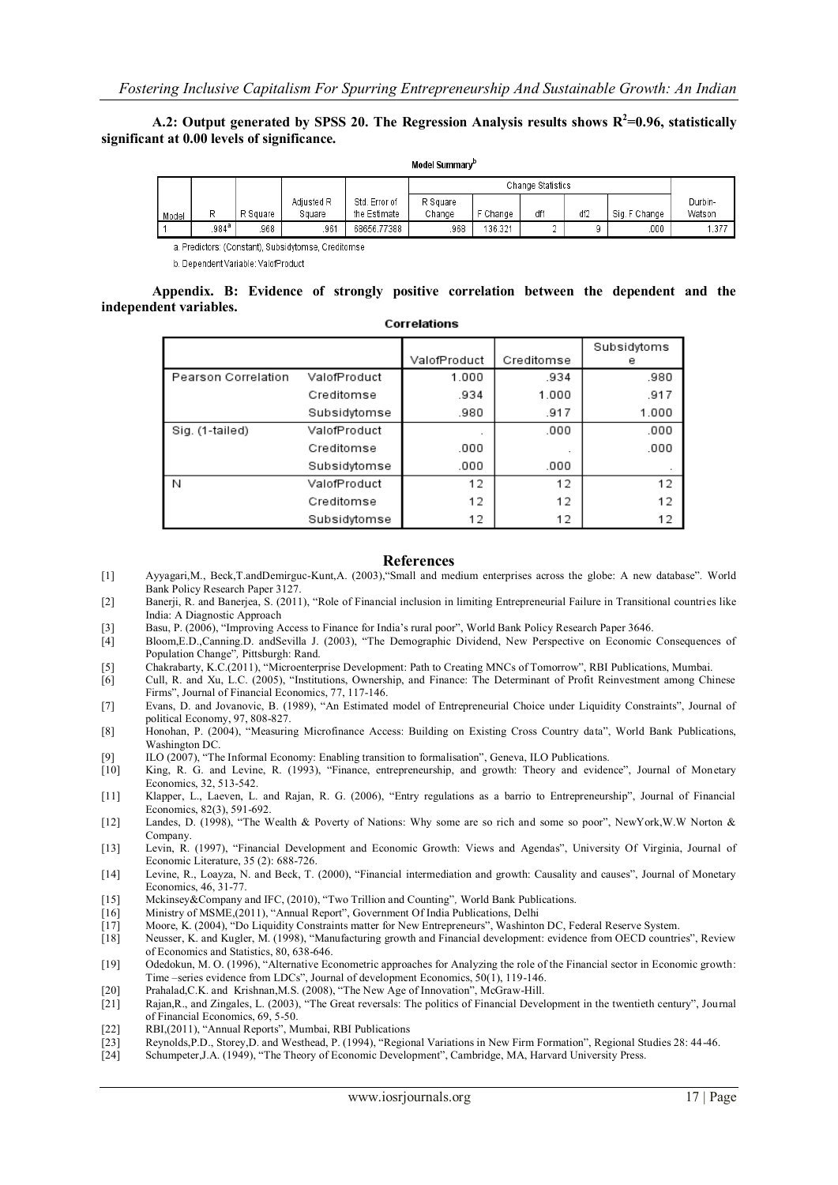**A.2: Output generated by SPSS 20. The Regression Analysis results shows $R^2$=0.96, statistically significant at 0.00 levels of significance.**

Model Summary[b]

| Model | R | R Square | Adjusted R Square | Std. Error of the Estimate | Change Statistics | | | | | Durbin-Watson |
|---|---|---|---|---|---|---|---|---|---|---|
| | | | | | R Square Change | F Change | df1 | df2 | Sig. F Change | |
| 1 | .984[a] | .968 | .961 | 68656.77388 | .968 | 136.321 | 2 | 9 | .000 | 1.377 |

a. Predictors: (Constant), Subsidytomse, Creditomse

b. Dependent Variable: ValofProduct

**Appendix. B: Evidence of strongly positive correlation between the dependent and the independent variables.**

Correlations

| | | ValofProduct | Creditomse | Subsidytomse |
|---|---|---|---|---|
| Pearson Correlation | ValofProduct | 1.000 | .934 | .980 |
| | Creditomse | .934 | 1.000 | .917 |
| | Subsidytomse | .980 | .917 | 1.000 |
| Sig. (1-tailed) | ValofProduct | . | .000 | .000 |
| | Creditomse | .000 | . | .000 |
| | Subsidytomse | .000 | .000 | . |
| N | ValofProduct | 12 | 12 | 12 |
| | Creditomse | 12 | 12 | 12 |
| | Subsidytomse | 12 | 12 | 12 |

## References

[1] Ayyagari,M., Beck,T.andDemirguc-Kunt,A. (2003),"Small and medium enterprises across the globe: A new database". World Bank Policy Research Paper 3127.

[2] Banerji, R. and Banerjea, S. (2011), "Role of Financial inclusion in limiting Entrepreneurial Failure in Transitional countries like India: A Diagnostic Approach

[3] Basu, P. (2006), "Improving Access to Finance for India's rural poor", World Bank Policy Research Paper 3646.

[4] Bloom,E.D.,Canning.D. andSevilla J. (2003), "The Demographic Dividend, New Perspective on Economic Consequences of Population Change"*,* Pittsburgh: Rand.

[5] Chakrabarty, K.C.(2011), "Microenterprise Development: Path to Creating MNCs of Tomorrow", RBI Publications, Mumbai.

[6] Cull, R. and Xu, L.C. (2005), "Institutions, Ownership, and Finance: The Determinant of Profit Reinvestment among Chinese Firms", Journal of Financial Economics, 77, 117-146.

[7] Evans, D. and Jovanovic, B. (1989), "An Estimated model of Entrepreneurial Choice under Liquidity Constraints", Journal of political Economy, 97, 808-827.

[8] Honohan, P. (2004), "Measuring Microfinance Access: Building on Existing Cross Country data", World Bank Publications, Washington DC.

[9] ILO (2007), "The Informal Economy: Enabling transition to formalisation", Geneva, ILO Publications.

[10] King, R. G. and Levine, R. (1993), "Finance, entrepreneurship, and growth: Theory and evidence", Journal of Monetary Economics, 32, 513-542.

[11] Klapper, L., Laeven, L. and Rajan, R. G. (2006), "Entry regulations as a barrio to Entrepreneurship", Journal of Financial Economics, 82(3), 591-692.

[12] Landes, D. (1998), "The Wealth & Poverty of Nations: Why some are so rich and some so poor", NewYork,W.W Norton & Company.

[13] Levin, R. (1997), "Financial Development and Economic Growth: Views and Agendas", University Of Virginia, Journal of Economic Literature, 35 (2): 688-726.

[14] Levine, R., Loayza, N. and Beck, T. (2000), "Financial intermediation and growth: Causality and causes", Journal of Monetary Economics, 46, 31-77.

[15] Mckinsey&Company and IFC, (2010), "Two Trillion and Counting"*,* World Bank Publications.

[16] Ministry of MSME,(2011), "Annual Report", Government Of India Publications, Delhi

[17] Moore, K. (2004), "Do Liquidity Constraints matter for New Entrepreneurs", Washinton DC, Federal Reserve System.

[18] Neusser, K. and Kugler, M. (1998), "Manufacturing growth and Financial development: evidence from OECD countries", Review of Economics and Statistics, 80, 638-646.

[19] Odedokun, M. O. (1996), "Alternative Econometric approaches for Analyzing the role of the Financial sector in Economic growth: Time –series evidence from LDCs", Journal of development Economics, 50(1), 119-146.

[20] Prahalad,C.K. and Krishnan,M.S. (2008), "The New Age of Innovation", McGraw-Hill.

[21] Rajan,R., and Zingales, L. (2003), "The Great reversals: The politics of Financial Development in the twentieth century", Journal of Financial Economics, 69, 5-50.

[22] RBI,(2011), "Annual Reports", Mumbai, RBI Publications

[23] Reynolds,P.D., Storey,D. and Westhead, P. (1994), "Regional Variations in New Firm Formation", Regional Studies 28: 44-46.

[24] Schumpeter,J.A. (1949), "The Theory of Economic Development", Cambridge, MA, Harvard University Press.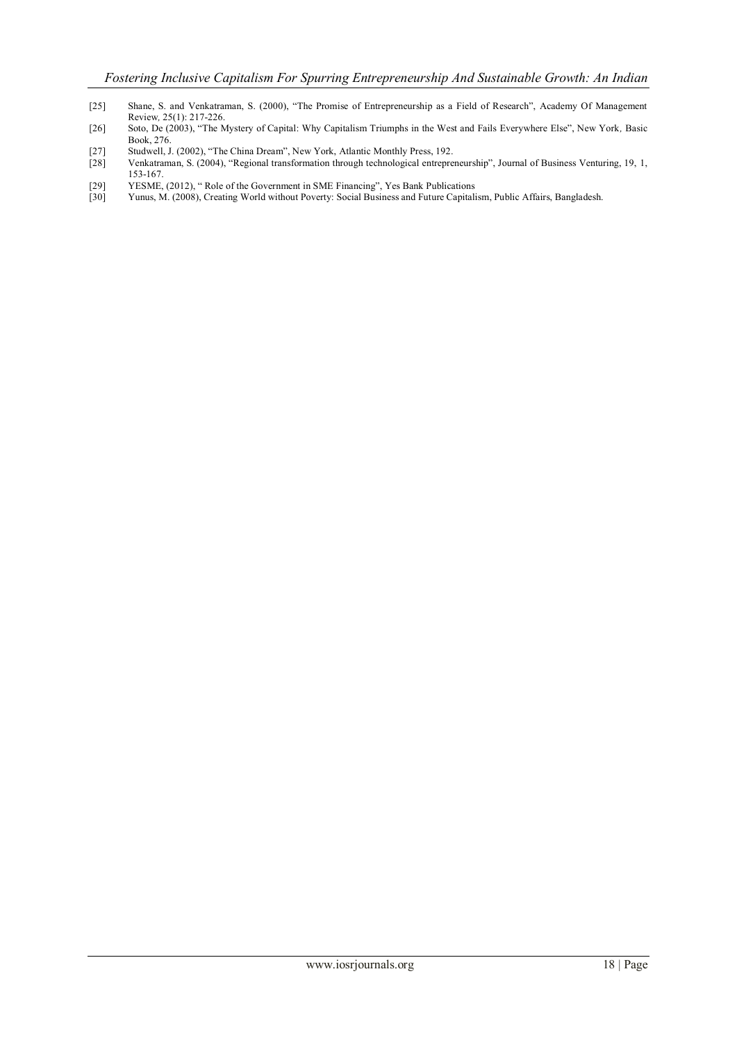[25] Shane, S. and Venkatraman, S. (2000), "The Promise of Entrepreneurship as a Field of Research", Academy Of Management Review, 25(1): 217-226.

[26] Soto, De (2003), "The Mystery of Capital: Why Capitalism Triumphs in the West and Fails Everywhere Else", New York, Basic Book, 276.

[27] Studwell, J. (2002), "The China Dream", New York, Atlantic Monthly Press, 192.

[28] Venkatraman, S. (2004), "Regional transformation through technological entrepreneurship", Journal of Business Venturing, 19, 1, 153-167.

[29] YESME, (2012), " Role of the Government in SME Financing", Yes Bank Publications

[30] Yunus, M. (2008), Creating World without Poverty: Social Business and Future Capitalism, Public Affairs, Bangladesh.